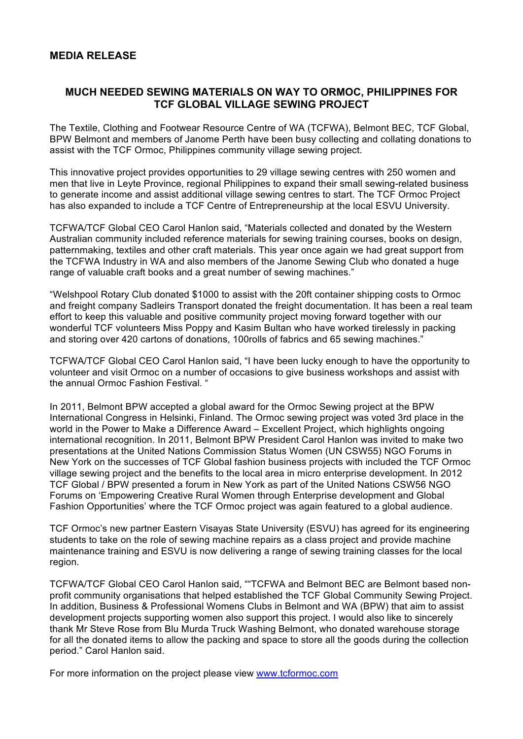**MEDIA RELEASE**

## MUCH NEEDED SEWING MATERIALS ON WAY TO ORMOC, PHILIPPINES FOR TCF GLOBAL VILLAGE SEWING PROJECT

The Textile, Clothing and Footwear Resource Centre of WA (TCFWA), Belmont BEC, TCF Global, BPW Belmont and members of Janome Perth have been busy collecting and collating donations to assist with the TCF Ormoc, Philippines community village sewing project.

This innovative project provides opportunities to 29 village sewing centres with 250 women and men that live in Leyte Province, regional Philippines to expand their small sewing-related business to generate income and assist additional village sewing centres to start. The TCF Ormoc Project has also expanded to include a TCF Centre of Entrepreneurship at the local ESVU University.

TCFWA/TCF Global CEO Carol Hanlon said, "Materials collected and donated by the Western Australian community included reference materials for sewing training courses, books on design, patternmaking, textiles and other craft materials. This year once again we had great support from the TCFWA Industry in WA and also members of the Janome Sewing Club who donated a huge range of valuable craft books and a great number of sewing machines."

"Welshpool Rotary Club donated $1000 to assist with the 20ft container shipping costs to Ormoc and freight company Sadleirs Transport donated the freight documentation. It has been a real team effort to keep this valuable and positive community project moving forward together with our wonderful TCF volunteers Miss Poppy and Kasim Bultan who have worked tirelessly in packing and storing over 420 cartons of donations, 100rolls of fabrics and 65 sewing machines."

TCFWA/TCF Global CEO Carol Hanlon said, "I have been lucky enough to have the opportunity to volunteer and visit Ormoc on a number of occasions to give business workshops and assist with the annual Ormoc Fashion Festival. "

In 2011, Belmont BPW accepted a global award for the Ormoc Sewing project at the BPW International Congress in Helsinki, Finland. The Ormoc sewing project was voted 3rd place in the world in the Power to Make a Difference Award – Excellent Project, which highlights ongoing international recognition. In 2011, Belmont BPW President Carol Hanlon was invited to make two presentations at the United Nations Commission Status Women (UN CSW55) NGO Forums in New York on the successes of TCF Global fashion business projects with included the TCF Ormoc village sewing project and the benefits to the local area in micro enterprise development. In 2012 TCF Global / BPW presented a forum in New York as part of the United Nations CSW56 NGO Forums on 'Empowering Creative Rural Women through Enterprise development and Global Fashion Opportunities' where the TCF Ormoc project was again featured to a global audience.

TCF Ormoc's new partner Eastern Visayas State University (ESVU) has agreed for its engineering students to take on the role of sewing machine repairs as a class project and provide machine maintenance training and ESVU is now delivering a range of sewing training classes for the local region.

TCFWA/TCF Global CEO Carol Hanlon said, ""TCFWA and Belmont BEC are Belmont based non-profit community organisations that helped established the TCF Global Community Sewing Project. In addition, Business & Professional Womens Clubs in Belmont and WA (BPW) that aim to assist development projects supporting women also support this project. I would also like to sincerely thank Mr Steve Rose from Blu Murda Truck Washing Belmont, who donated warehouse storage for all the donated items to allow the packing and space to store all the goods during the collection period." Carol Hanlon said.

For more information on the project please view [www.tcformoc.com](http://www.tcformoc.com)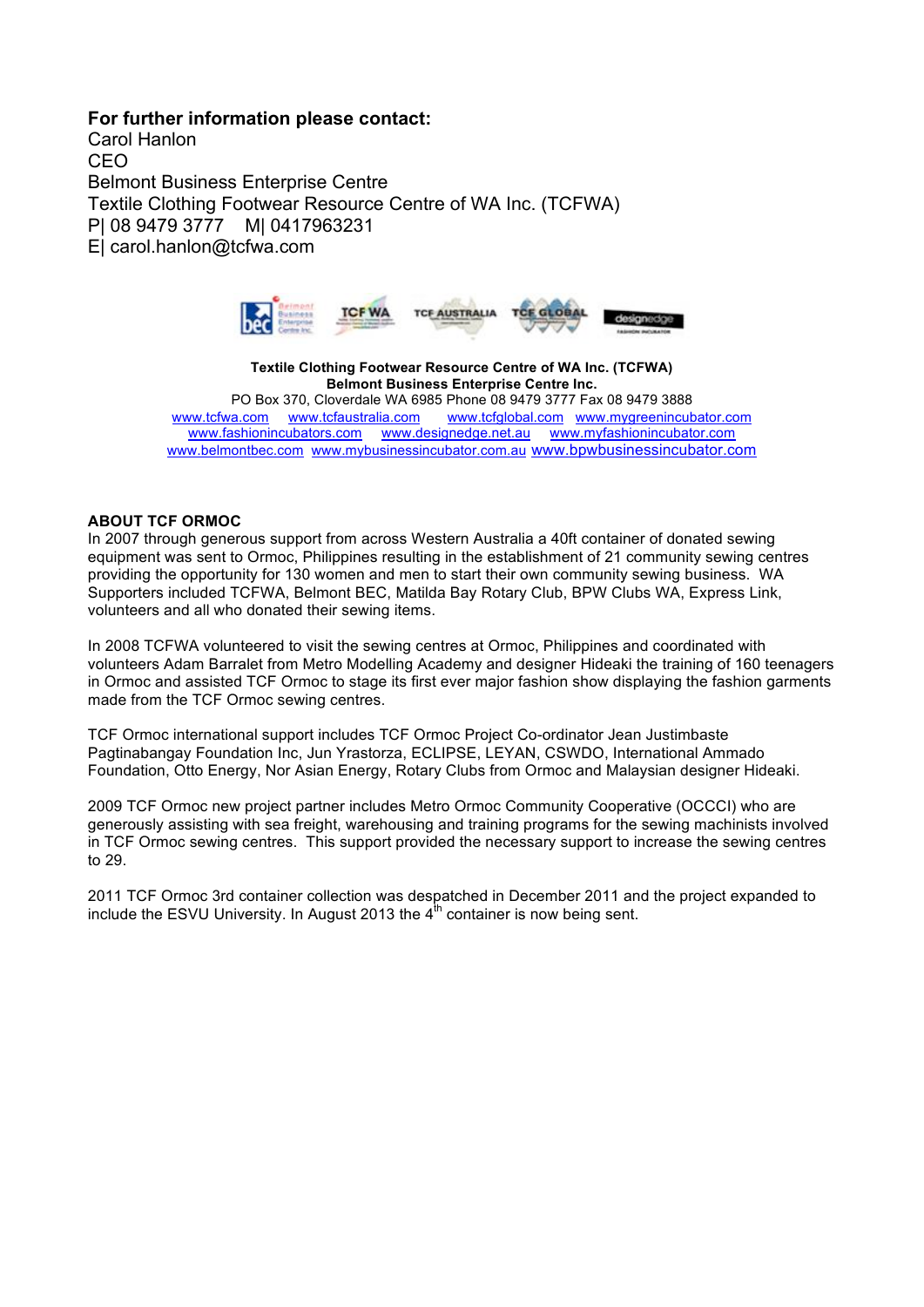**For further information please contact:**
Carol Hanlon
CEO
Belmont Business Enterprise Centre
Textile Clothing Footwear Resource Centre of WA Inc. (TCFWA)
P| 08 9479 3777    M| 0417963231
E| carol.hanlon@tcfwa.com

**Textile Clothing Footwear Resource Centre of WA Inc. (TCFWA)**
**Belmont Business Enterprise Centre Inc.**
PO Box 370, Cloverdale WA 6985 Phone 08 9479 3777 Fax 08 9479 3888
www.tcfwa.com    www.tcfaustralia.com    www.tcfglobal.com    www.mygreenincubator.com
www.fashionincubators.com    www.designedge.net.au    www.myfashionincubator.com
www.belmontbec.com    www.mybusinessincubator.com.au    www.bpwbusinessincubator.com

**ABOUT TCF ORMOC**

In 2007 through generous support from across Western Australia a 40ft container of donated sewing equipment was sent to Ormoc, Philippines resulting in the establishment of 21 community sewing centres providing the opportunity for 130 women and men to start their own community sewing business. WA Supporters included TCFWA, Belmont BEC, Matilda Bay Rotary Club, BPW Clubs WA, Express Link, volunteers and all who donated their sewing items.

In 2008 TCFWA volunteered to visit the sewing centres at Ormoc, Philippines and coordinated with volunteers Adam Barralet from Metro Modelling Academy and designer Hideaki the training of 160 teenagers in Ormoc and assisted TCF Ormoc to stage its first ever major fashion show displaying the fashion garments made from the TCF Ormoc sewing centres.

TCF Ormoc international support includes TCF Ormoc Project Co-ordinator Jean Justimbaste Pagtinabangay Foundation Inc, Jun Yrastorza, ECLIPSE, LEYAN, CSWDO, International Ammado Foundation, Otto Energy, Nor Asian Energy, Rotary Clubs from Ormoc and Malaysian designer Hideaki.

2009 TCF Ormoc new project partner includes Metro Ormoc Community Cooperative (OCCCI) who are generously assisting with sea freight, warehousing and training programs for the sewing machinists involved in TCF Ormoc sewing centres. This support provided the necessary support to increase the sewing centres to 29.

2011 TCF Ormoc 3rd container collection was despatched in December 2011 and the project expanded to include the ESVU University. In August 2013 the 4th container is now being sent.